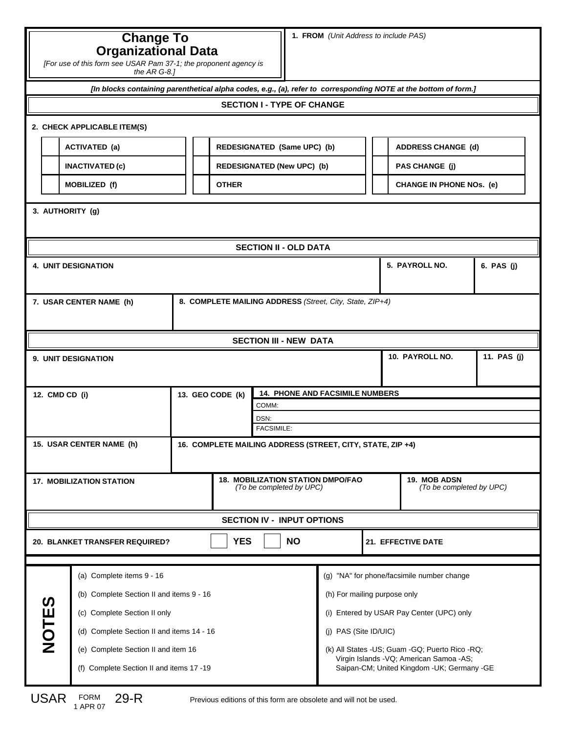# Change To Organizational Data

*[For use of this form see USAR Pam 37-1; the proponent agency is the AR G-8.]*

**1. FROM** *(Unit Address to include PAS)*

***[In blocks containing parenthetical alpha codes, e.g., (a), refer to corresponding NOTE at the bottom of form.]***

## SECTION I - TYPE OF CHANGE

**2. CHECK APPLICABLE ITEM(S)**

| | | | | | |
|---|---|---|---|---|---|
| ☐ | ACTIVATED (a) | ☐ | REDESIGNATED (Same UPC) (b) | ☐ | ADDRESS CHANGE (d) |
| ☐ | INACTIVATED (c) | ☐ | REDESIGNATED (New UPC) (b) | ☐ | PAS CHANGE (j) |
| ☐ | MOBILIZED (f) | ☐ | OTHER | ☐ | CHANGE IN PHONE NOs. (e) |

**3. AUTHORITY (g)**

## SECTION II - OLD DATA

**4. UNIT DESIGNATION**

**5. PAYROLL NO.**

**6. PAS (j)**

**7. USAR CENTER NAME (h)**

**8. COMPLETE MAILING ADDRESS** *(Street, City, State, ZIP+4)*

## SECTION III - NEW DATA

**9. UNIT DESIGNATION**

**10. PAYROLL NO.**

**11. PAS (j)**

**12. CMD CD (i)**

**13. GEO CODE (k)**

**14. PHONE AND FACSIMILE NUMBERS**

COMM:

DSN:

FACSIMILE:

**15. USAR CENTER NAME (h)**

**16. COMPLETE MAILING ADDRESS (STREET, CITY, STATE, ZIP +4)**

**17. MOBILIZATION STATION**

**18. MOBILIZATION STATION DMPO/FAO** *(To be completed by UPC)*

**19. MOB ADSN** *(To be completed by UPC)*

## SECTION IV - INPUT OPTIONS

**20. BLANKET TRANSFER REQUIRED?** ☐ **YES** ☐ **NO**

**21. EFFECTIVE DATE**

## NOTES

(a) Complete items 9 - 16

(b) Complete Section II and items 9 - 16

(c) Complete Section II only

(d) Complete Section II and items 14 - 16

(e) Complete Section II and item 16

(f) Complete Section II and items 17 -19

(g) "NA" for phone/facsimile number change

(h) For mailing purpose only

(i) Entered by USAR Pay Center (UPC) only

(j) PAS (Site ID/UIC)

(k) All States -US; Guam -GQ; Puerto Rico -RQ; Virgin Islands -VQ; American Samoa -AS; Saipan-CM; United Kingdom -UK; Germany -GE

USAR FORM 29-R, 1 APR 07

Previous editions of this form are obsolete and will not be used.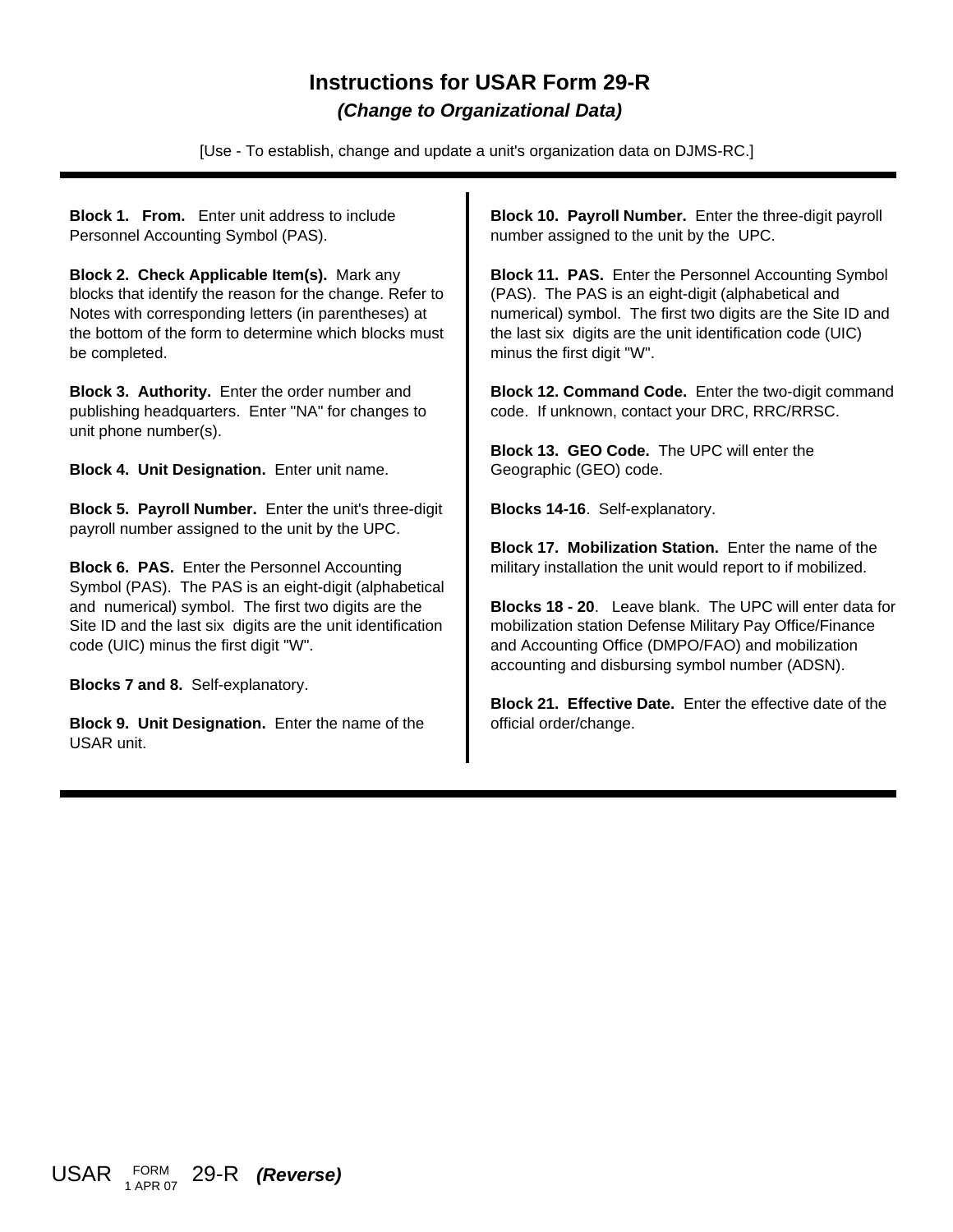# Instructions for USAR Form 29-R

## *(Change to Organizational Data)*

[Use - To establish, change and update a unit's organization data on DJMS-RC.]

**Block 1. From.** Enter unit address to include Personnel Accounting Symbol (PAS).

**Block 2. Check Applicable Item(s).** Mark any blocks that identify the reason for the change. Refer to Notes with corresponding letters (in parentheses) at the bottom of the form to determine which blocks must be completed.

**Block 3. Authority.** Enter the order number and publishing headquarters. Enter "NA" for changes to unit phone number(s).

**Block 4. Unit Designation.** Enter unit name.

**Block 5. Payroll Number.** Enter the unit's three-digit payroll number assigned to the unit by the UPC.

**Block 6. PAS.** Enter the Personnel Accounting Symbol (PAS). The PAS is an eight-digit (alphabetical and numerical) symbol. The first two digits are the Site ID and the last six digits are the unit identification code (UIC) minus the first digit "W".

**Blocks 7 and 8.** Self-explanatory.

**Block 9. Unit Designation.** Enter the name of the USAR unit.

**Block 10. Payroll Number.** Enter the three-digit payroll number assigned to the unit by the UPC.

**Block 11. PAS.** Enter the Personnel Accounting Symbol (PAS). The PAS is an eight-digit (alphabetical and numerical) symbol. The first two digits are the Site ID and the last six digits are the unit identification code (UIC) minus the first digit "W".

**Block 12. Command Code.** Enter the two-digit command code. If unknown, contact your DRC, RRC/RRSC.

**Block 13. GEO Code.** The UPC will enter the Geographic (GEO) code.

**Blocks 14-16**. Self-explanatory.

**Block 17. Mobilization Station.** Enter the name of the military installation the unit would report to if mobilized.

**Blocks 18 - 20**. Leave blank. The UPC will enter data for mobilization station Defense Military Pay Office/Finance and Accounting Office (DMPO/FAO) and mobilization accounting and disbursing symbol number (ADSN).

**Block 21. Effective Date.** Enter the effective date of the official order/change.

USAR FORM 1 APR 07 29-R ***(Reverse)***